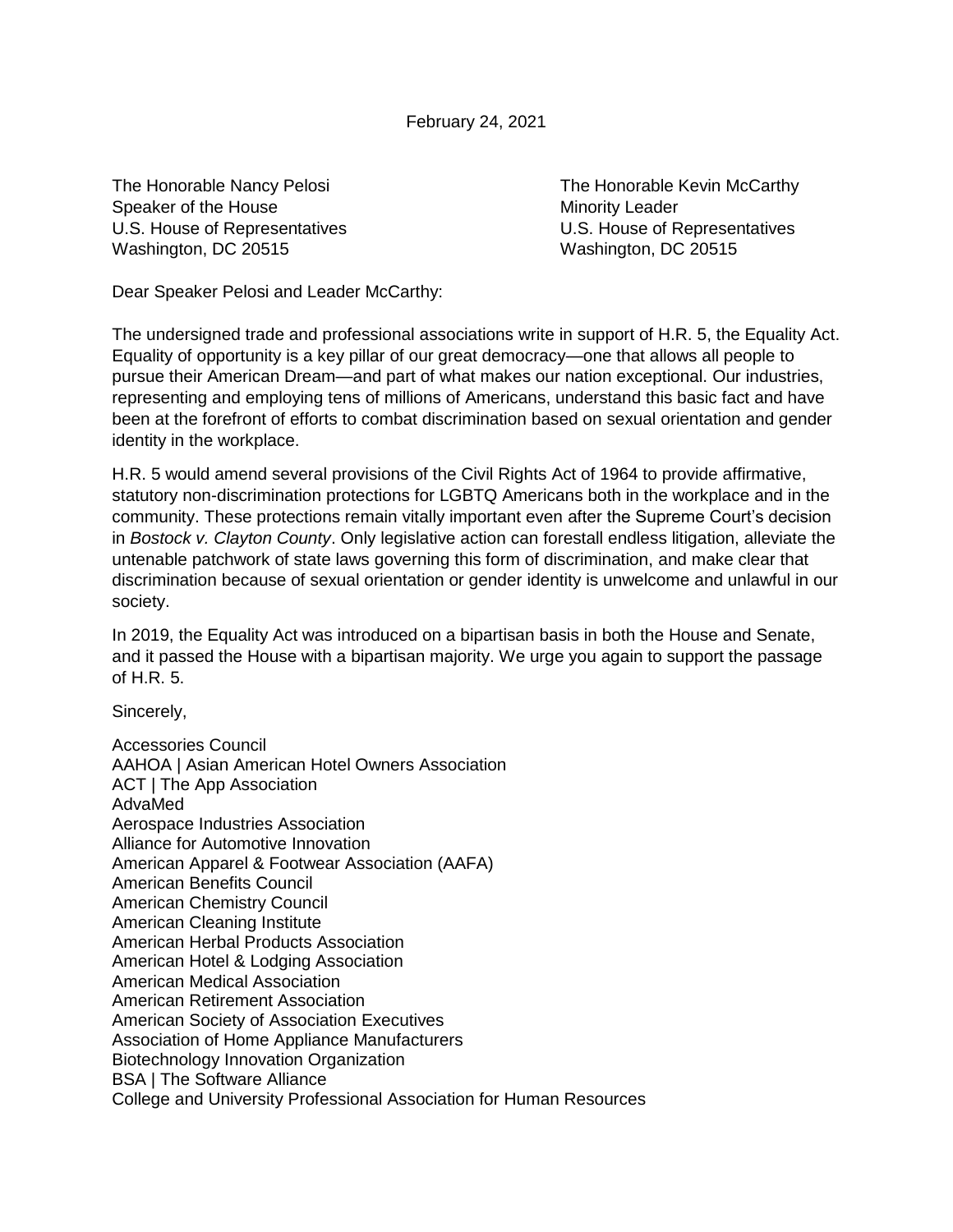February 24, 2021

The Honorable Nancy Pelosi
Speaker of the House
U.S. House of Representatives
Washington, DC 20515

The Honorable Kevin McCarthy
Minority Leader
U.S. House of Representatives
Washington, DC 20515

Dear Speaker Pelosi and Leader McCarthy:

The undersigned trade and professional associations write in support of H.R. 5, the Equality Act. Equality of opportunity is a key pillar of our great democracy—one that allows all people to pursue their American Dream—and part of what makes our nation exceptional. Our industries, representing and employing tens of millions of Americans, understand this basic fact and have been at the forefront of efforts to combat discrimination based on sexual orientation and gender identity in the workplace.

H.R. 5 would amend several provisions of the Civil Rights Act of 1964 to provide affirmative, statutory non-discrimination protections for LGBTQ Americans both in the workplace and in the community. These protections remain vitally important even after the Supreme Court's decision in *Bostock v. Clayton County*. Only legislative action can forestall endless litigation, alleviate the untenable patchwork of state laws governing this form of discrimination, and make clear that discrimination because of sexual orientation or gender identity is unwelcome and unlawful in our society.

In 2019, the Equality Act was introduced on a bipartisan basis in both the House and Senate, and it passed the House with a bipartisan majority. We urge you again to support the passage of H.R. 5.

Sincerely,

Accessories Council
AAHOA | Asian American Hotel Owners Association
ACT | The App Association
AdvaMed
Aerospace Industries Association
Alliance for Automotive Innovation
American Apparel & Footwear Association (AAFA)
American Benefits Council
American Chemistry Council
American Cleaning Institute
American Herbal Products Association
American Hotel & Lodging Association
American Medical Association
American Retirement Association
American Society of Association Executives
Association of Home Appliance Manufacturers
Biotechnology Innovation Organization
BSA | The Software Alliance
College and University Professional Association for Human Resources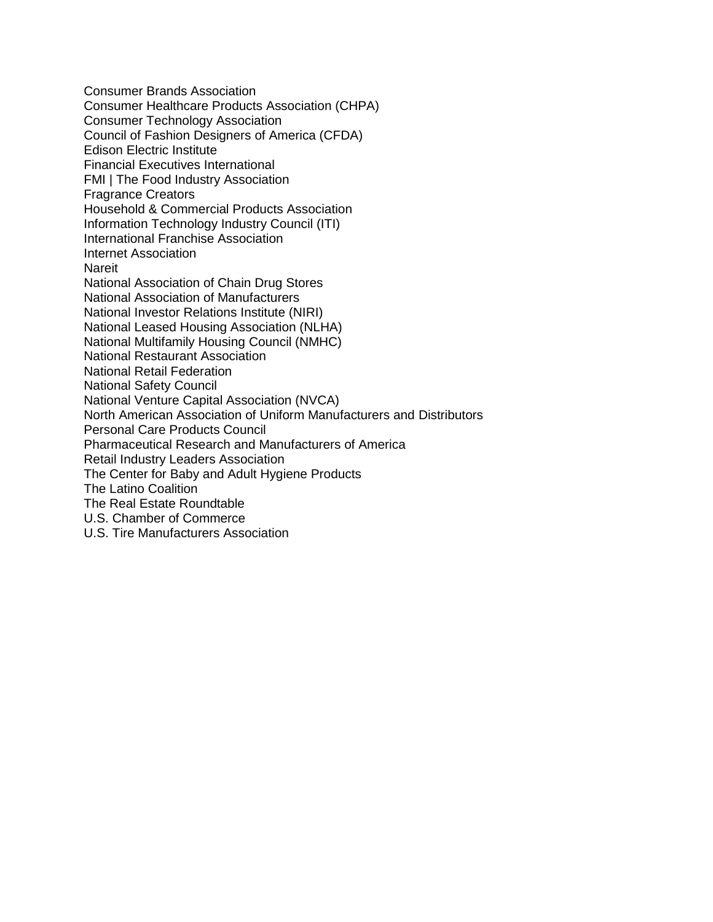Consumer Brands Association
Consumer Healthcare Products Association (CHPA)
Consumer Technology Association
Council of Fashion Designers of America (CFDA)
Edison Electric Institute
Financial Executives International
FMI | The Food Industry Association
Fragrance Creators
Household & Commercial Products Association
Information Technology Industry Council (ITI)
International Franchise Association
Internet Association
Nareit
National Association of Chain Drug Stores
National Association of Manufacturers
National Investor Relations Institute (NIRI)
National Leased Housing Association (NLHA)
National Multifamily Housing Council (NMHC)
National Restaurant Association
National Retail Federation
National Safety Council
National Venture Capital Association (NVCA)
North American Association of Uniform Manufacturers and Distributors
Personal Care Products Council
Pharmaceutical Research and Manufacturers of America
Retail Industry Leaders Association
The Center for Baby and Adult Hygiene Products
The Latino Coalition
The Real Estate Roundtable
U.S. Chamber of Commerce
U.S. Tire Manufacturers Association